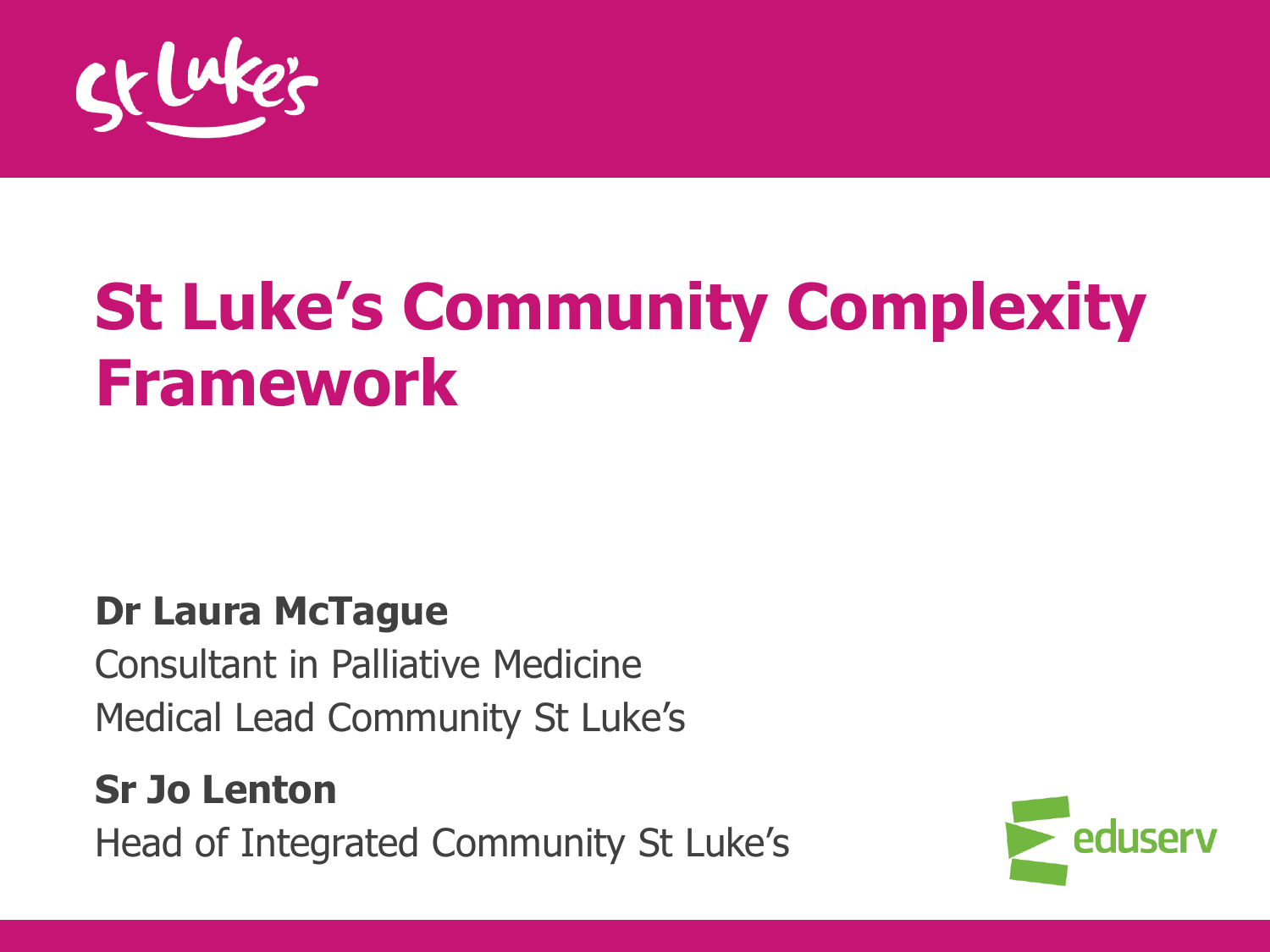# St Luke's Community Complexity Framework

**Dr Laura McTague**

Consultant in Palliative Medicine

Medical Lead Community St Luke's

**Sr Jo Lenton**

Head of Integrated Community St Luke's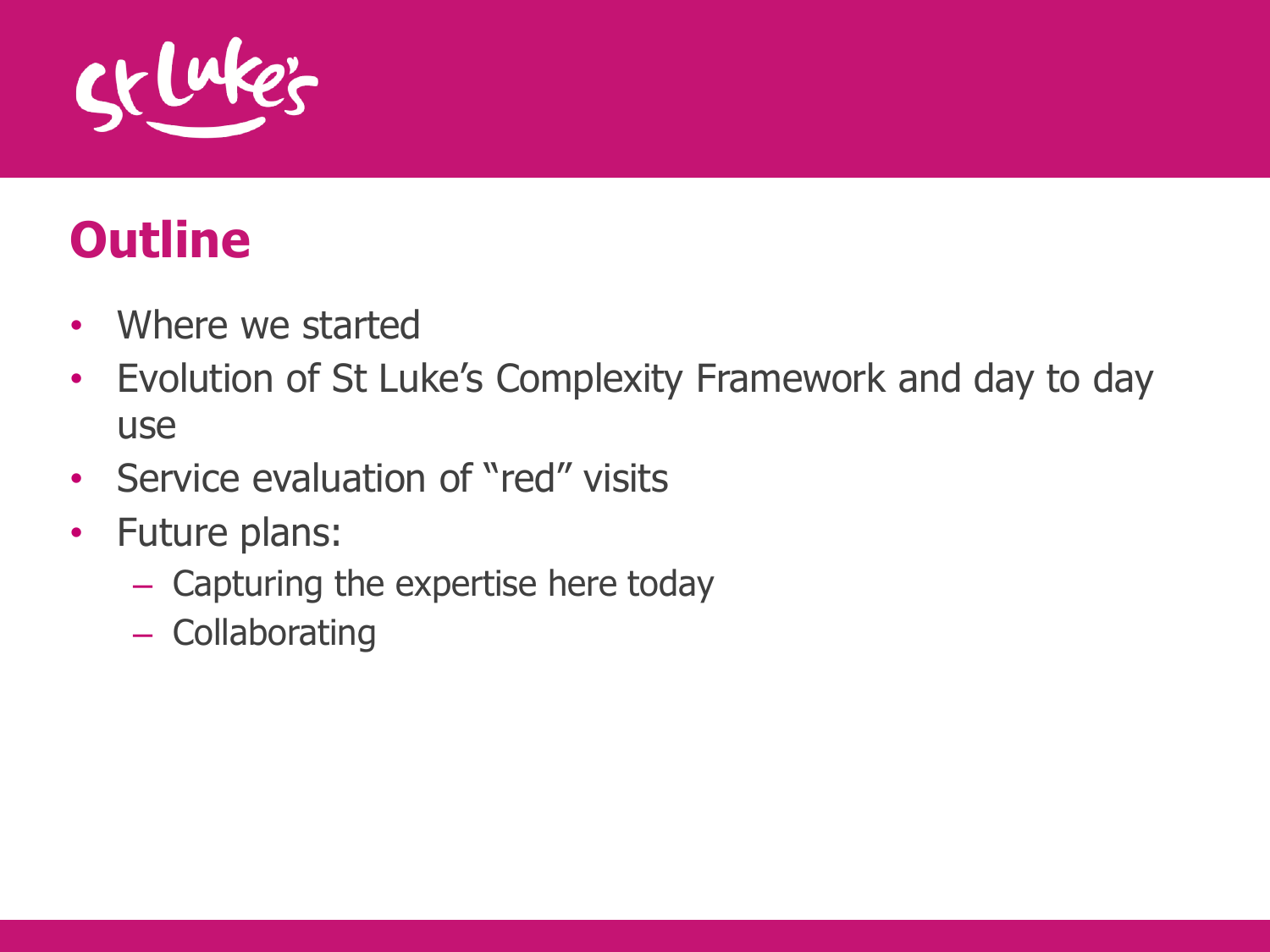# Outline

- Where we started
- Evolution of St Luke's Complexity Framework and day to day use
- Service evaluation of "red" visits
- Future plans:
  - Capturing the expertise here today
  - Collaborating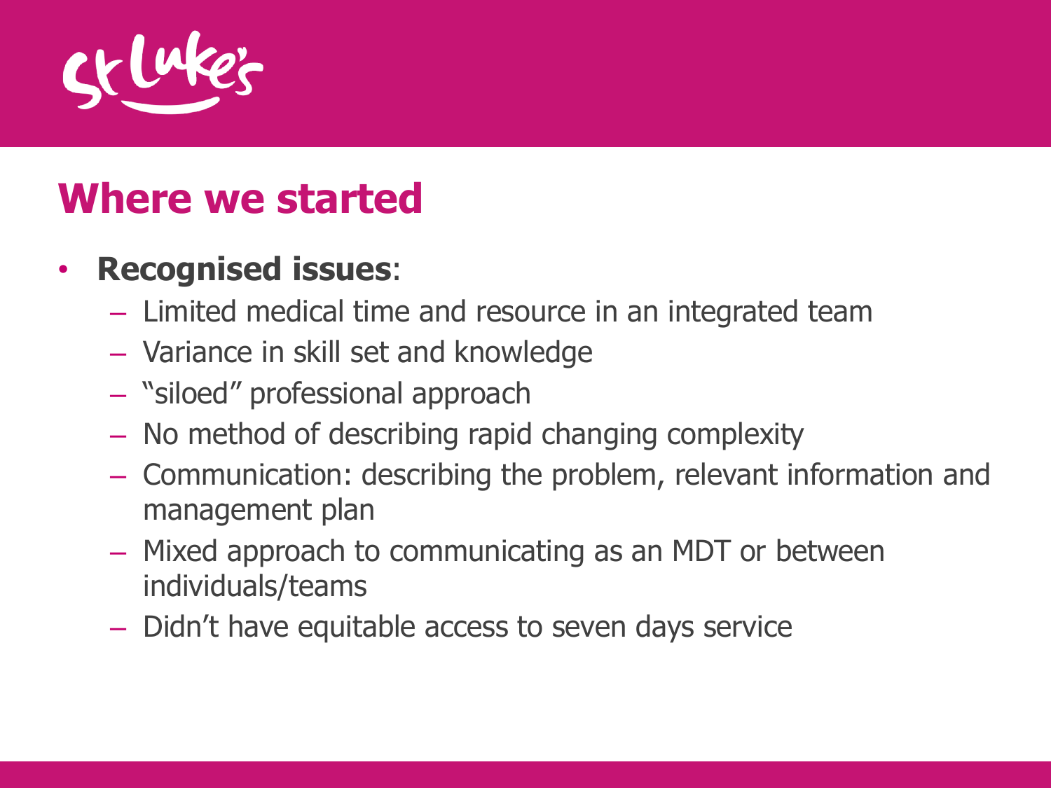## Where we started

- **Recognised issues**:
  - Limited medical time and resource in an integrated team
  - Variance in skill set and knowledge
  - "siloed" professional approach
  - No method of describing rapid changing complexity
  - Communication: describing the problem, relevant information and management plan
  - Mixed approach to communicating as an MDT or between individuals/teams
  - Didn't have equitable access to seven days service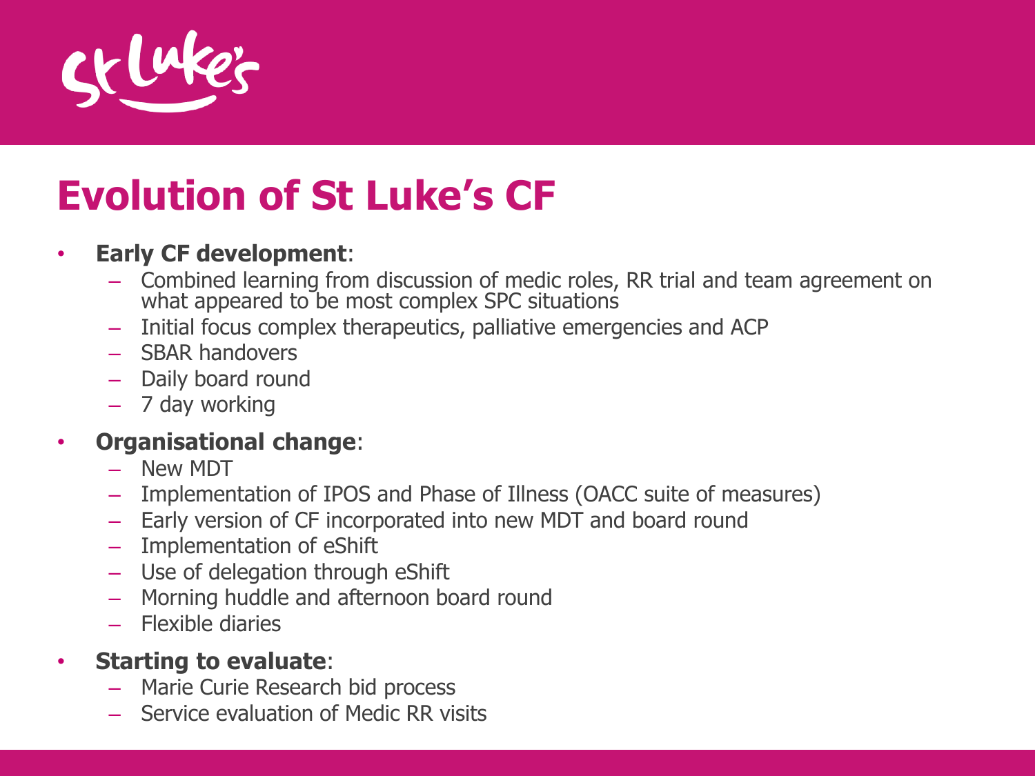# Evolution of St Luke's CF

- **Early CF development**:
  - Combined learning from discussion of medic roles, RR trial and team agreement on what appeared to be most complex SPC situations
  - Initial focus complex therapeutics, palliative emergencies and ACP
  - SBAR handovers
  - Daily board round
  - 7 day working
- **Organisational change**:
  - New MDT
  - Implementation of IPOS and Phase of Illness (OACC suite of measures)
  - Early version of CF incorporated into new MDT and board round
  - Implementation of eShift
  - Use of delegation through eShift
  - Morning huddle and afternoon board round
  - Flexible diaries
- **Starting to evaluate**:
  - Marie Curie Research bid process
  - Service evaluation of Medic RR visits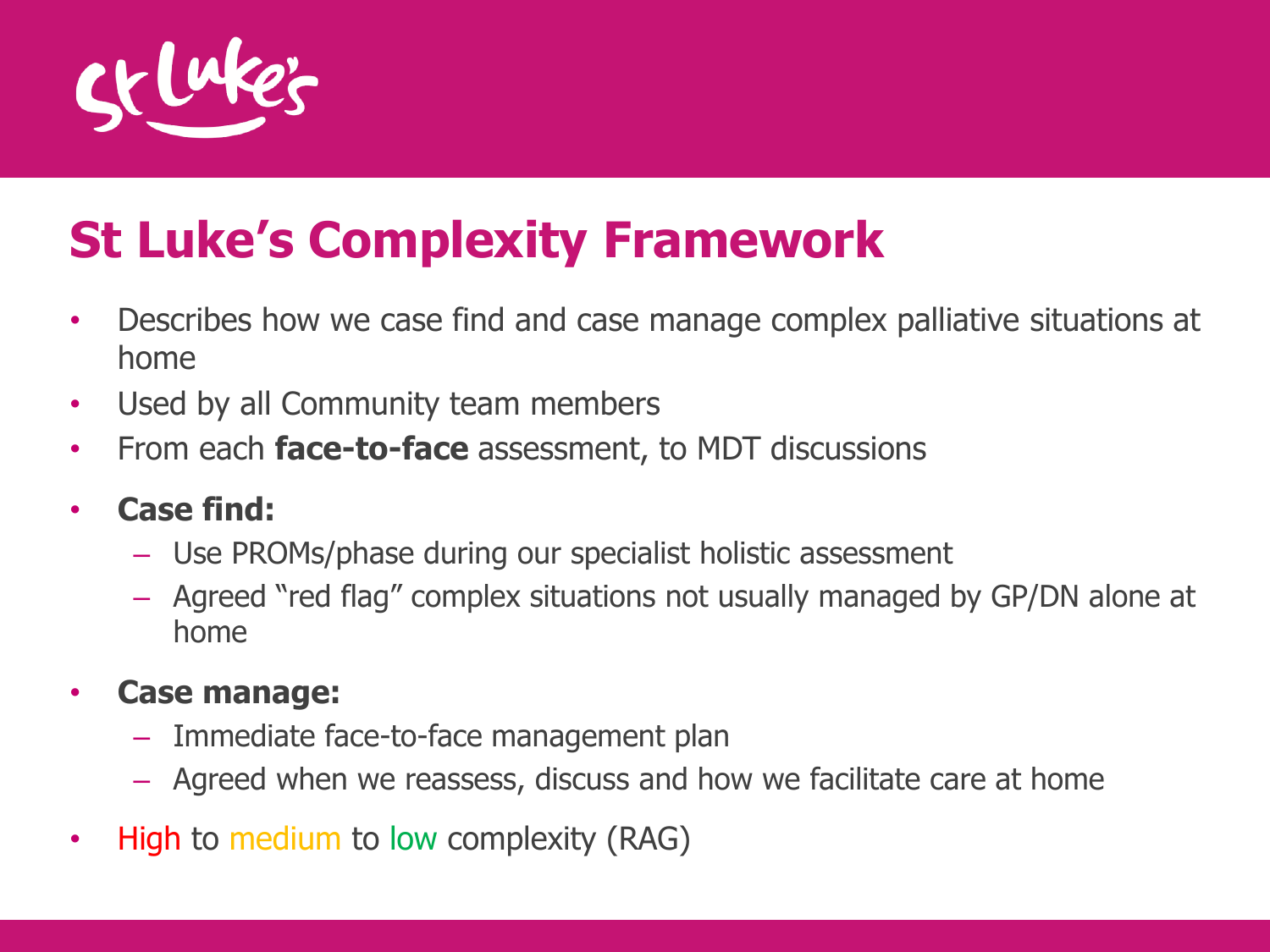# St Luke's Complexity Framework

- Describes how we case find and case manage complex palliative situations at home
- Used by all Community team members
- From each **face-to-face** assessment, to MDT discussions
- **Case find:**
  - Use PROMs/phase during our specialist holistic assessment
  - Agreed "red flag" complex situations not usually managed by GP/DN alone at home
- **Case manage:**
  - Immediate face-to-face management plan
  - Agreed when we reassess, discuss and how we facilitate care at home
- High to medium to low complexity (RAG)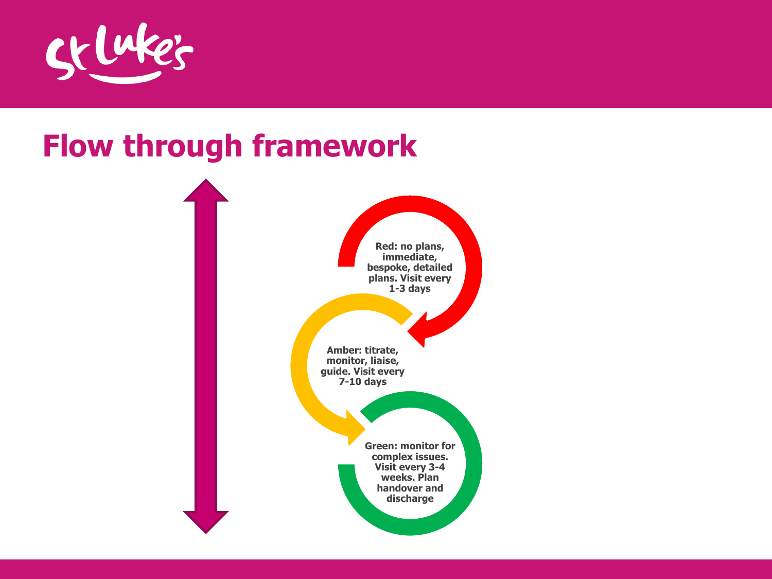# Flow through framework

**Red: no plans, immediate, bespoke, detailed plans. Visit every 1-3 days**

**Amber: titrate, monitor, liaise, guide. Visit every 7-10 days**

**Green: monitor for complex issues. Visit every 3-4 weeks. Plan handover and discharge**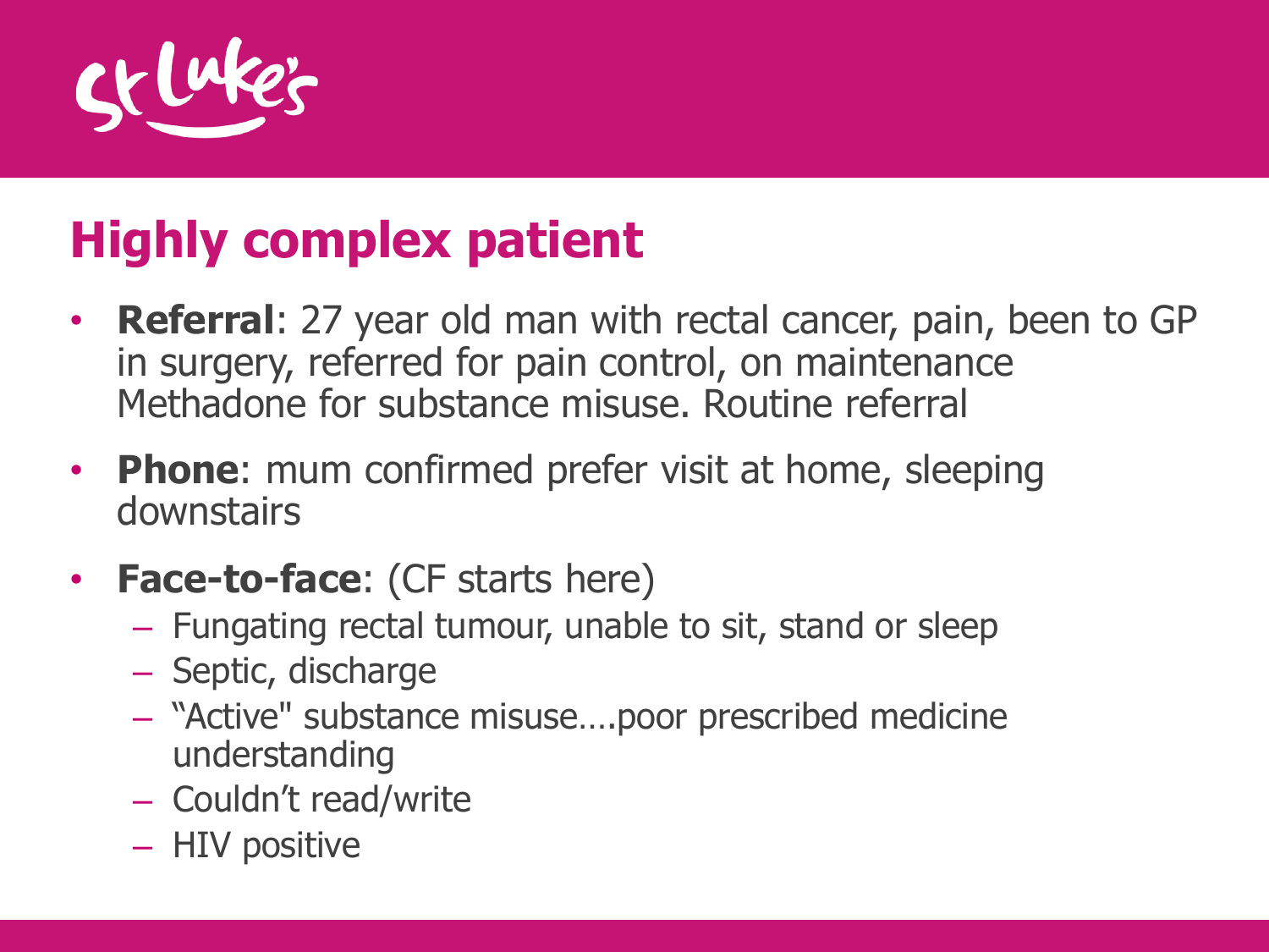# Highly complex patient

- **Referral**: 27 year old man with rectal cancer, pain, been to GP in surgery, referred for pain control, on maintenance Methadone for substance misuse. Routine referral
- **Phone**: mum confirmed prefer visit at home, sleeping downstairs
- **Face-to-face**: (CF starts here)
  - Fungating rectal tumour, unable to sit, stand or sleep
  - Septic, discharge
  - "Active" substance misuse….poor prescribed medicine understanding
  - Couldn't read/write
  - HIV positive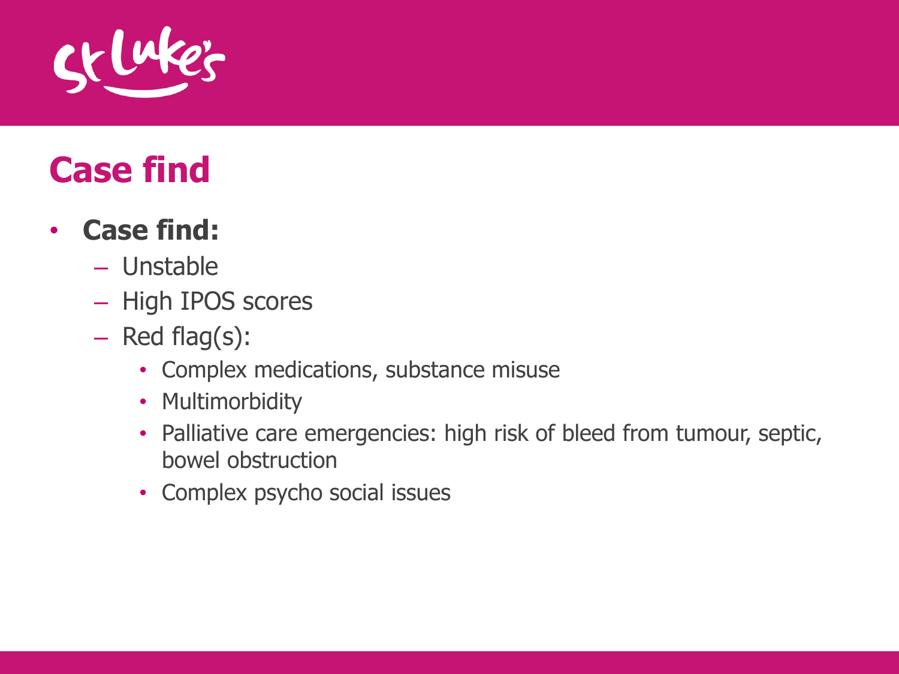# Case find

- **Case find:**
  - Unstable
  - High IPOS scores
  - Red flag(s):
    - Complex medications, substance misuse
    - Multimorbidity
    - Palliative care emergencies: high risk of bleed from tumour, septic, bowel obstruction
    - Complex psycho social issues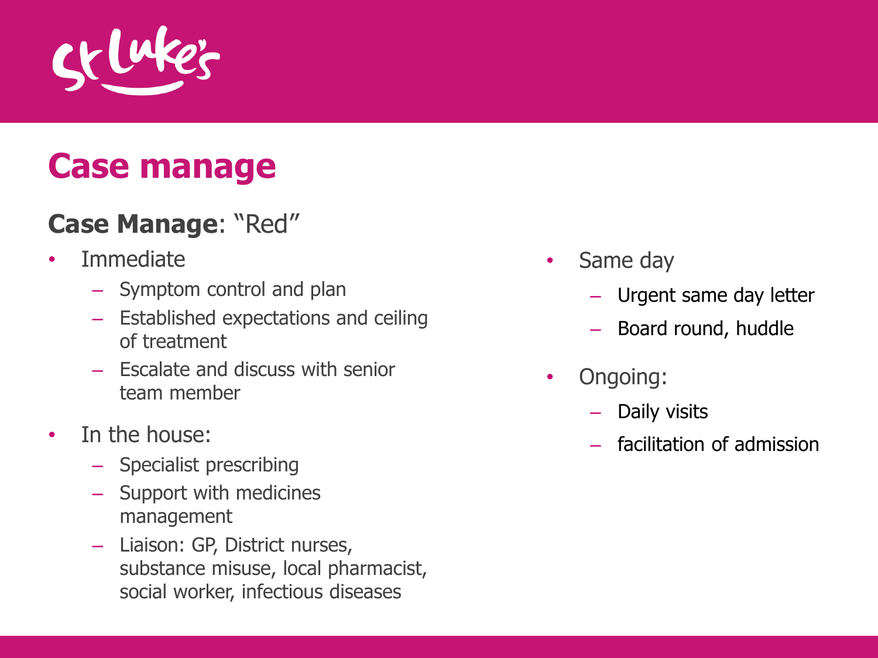# Case manage

**Case Manage**: "Red"

- Immediate
  - Symptom control and plan
  - Established expectations and ceiling of treatment
  - Escalate and discuss with senior team member
- In the house:
  - Specialist prescribing
  - Support with medicines management
  - Liaison: GP, District nurses, substance misuse, local pharmacist, social worker, infectious diseases
- Same day
  - Urgent same day letter
  - Board round, huddle
- Ongoing:
  - Daily visits
  - facilitation of admission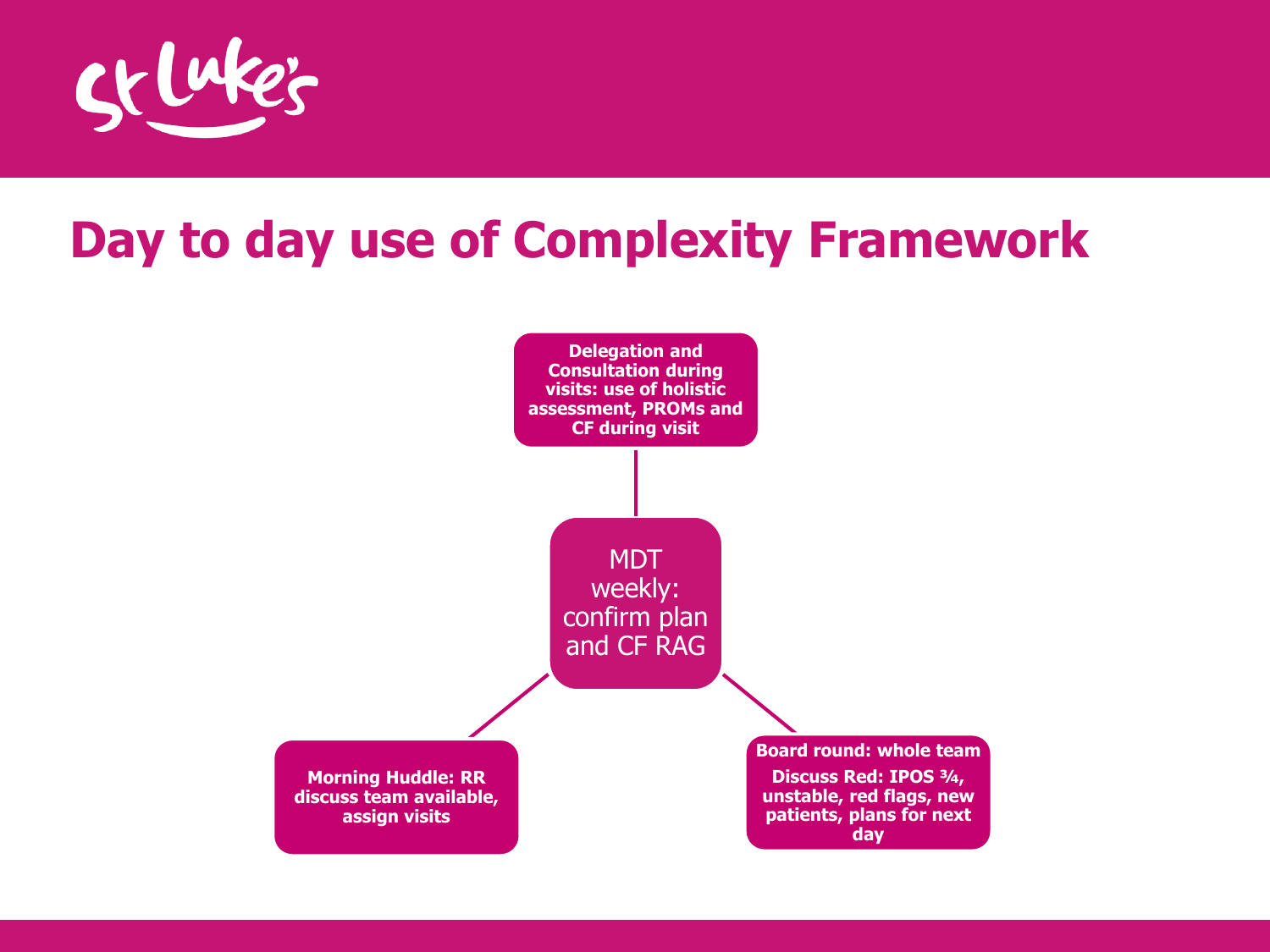# Day to day use of Complexity Framework

**Delegation and Consultation during visits: use of holistic assessment, PROMs and CF during visit**

MDT weekly: confirm plan and CF RAG

**Morning Huddle: RR discuss team available, assign visits**

**Board round: whole team**

**Discuss Red: IPOS ¾, unstable, red flags, new patients, plans for next day**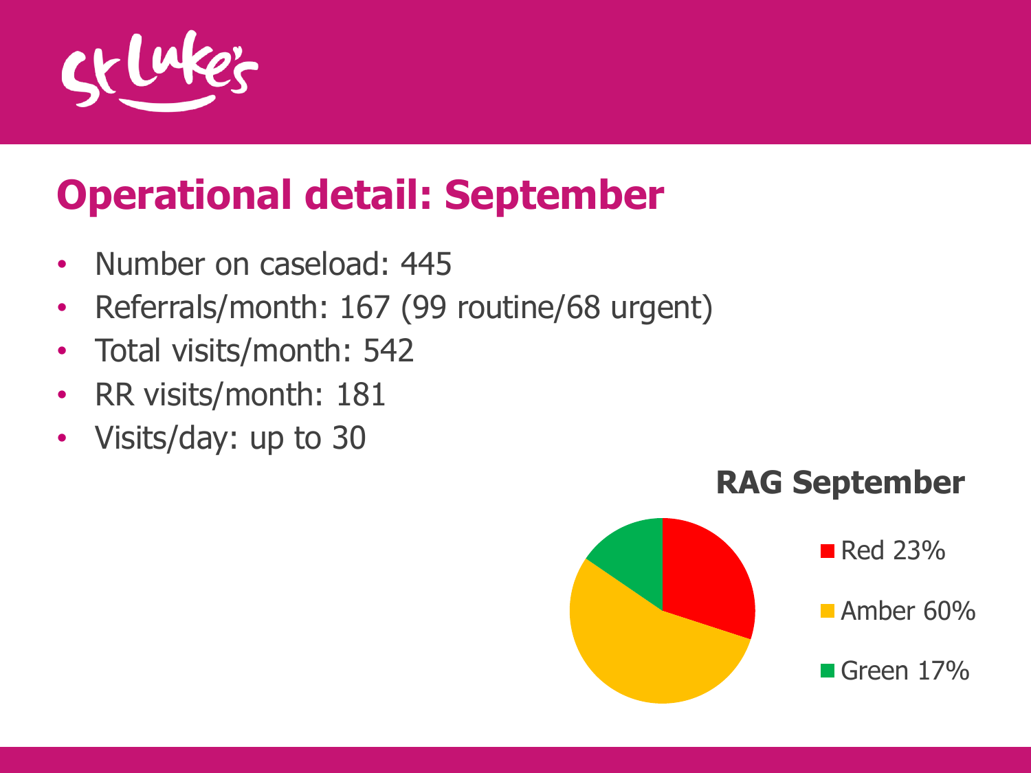# Operational detail: September

- Number on caseload: 445
- Referrals/month: 167 (99 routine/68 urgent)
- Total visits/month: 542
- RR visits/month: 181
- Visits/day: up to 30

**RAG September**

- Red 23%
- Amber 60%
- Green 17%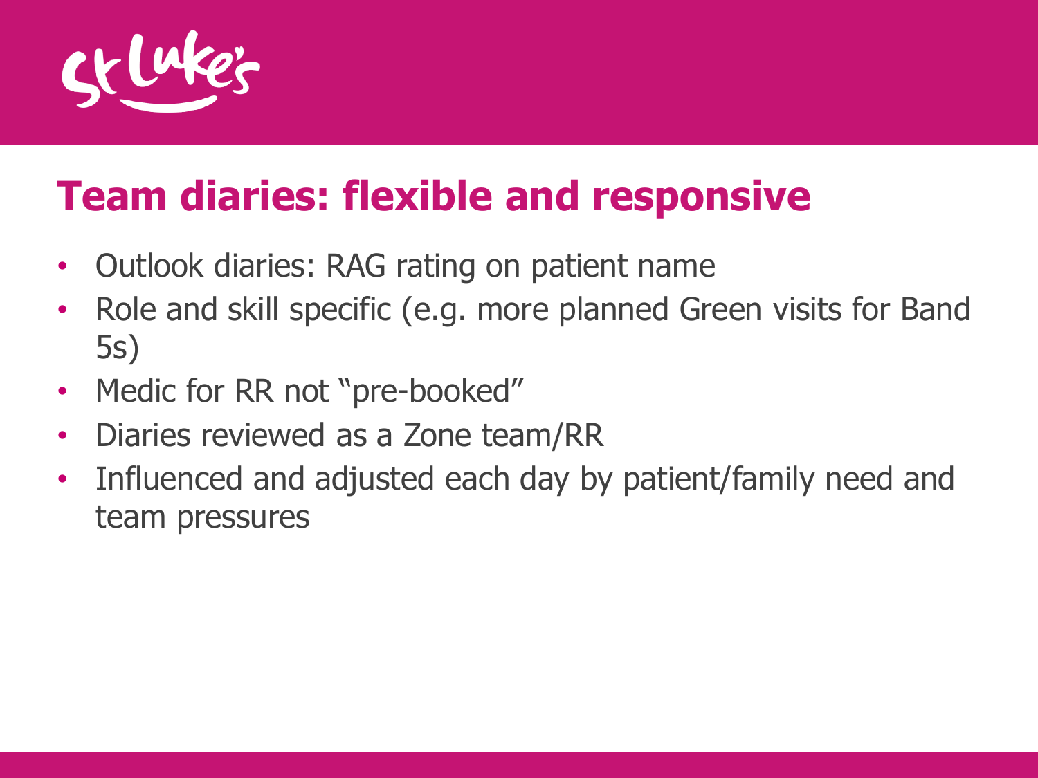## Team diaries: flexible and responsive

- Outlook diaries: RAG rating on patient name
- Role and skill specific (e.g. more planned Green visits for Band 5s)
- Medic for RR not "pre-booked"
- Diaries reviewed as a Zone team/RR
- Influenced and adjusted each day by patient/family need and team pressures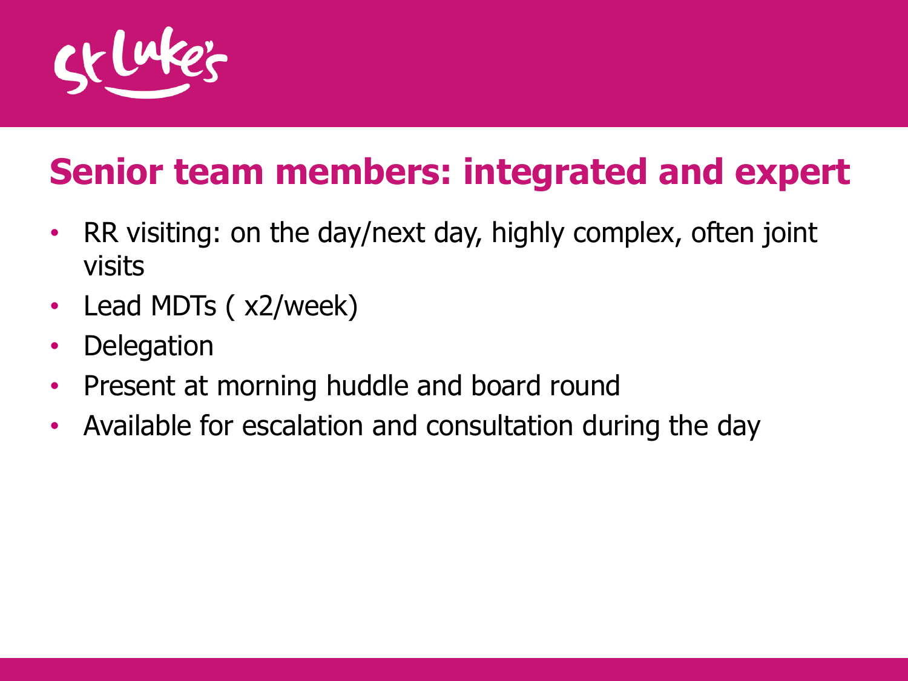## Senior team members: integrated and expert

- RR visiting: on the day/next day, highly complex, often joint visits
- Lead MDTs ( x2/week)
- Delegation
- Present at morning huddle and board round
- Available for escalation and consultation during the day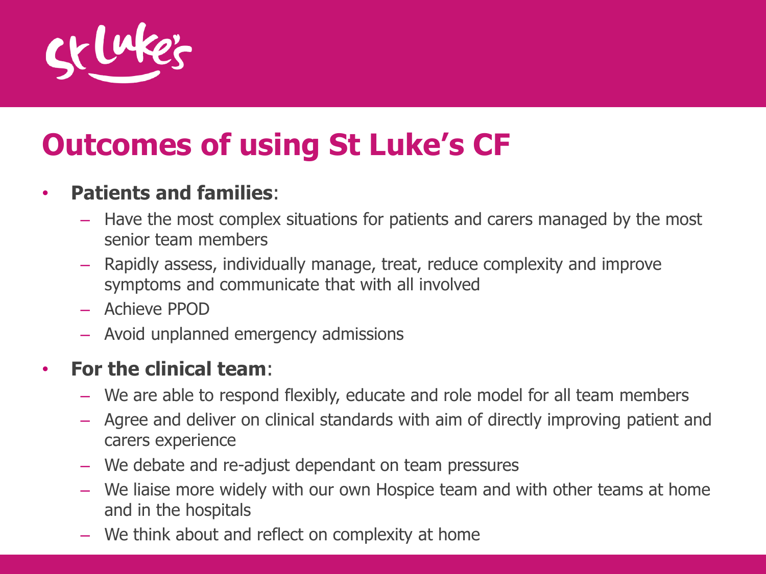# Outcomes of using St Luke's CF

- **Patients and families**:
  - Have the most complex situations for patients and carers managed by the most senior team members
  - Rapidly assess, individually manage, treat, reduce complexity and improve symptoms and communicate that with all involved
  - Achieve PPOD
  - Avoid unplanned emergency admissions
- **For the clinical team**:
  - We are able to respond flexibly, educate and role model for all team members
  - Agree and deliver on clinical standards with aim of directly improving patient and carers experience
  - We debate and re-adjust dependant on team pressures
  - We liaise more widely with our own Hospice team and with other teams at home and in the hospitals
  - We think about and reflect on complexity at home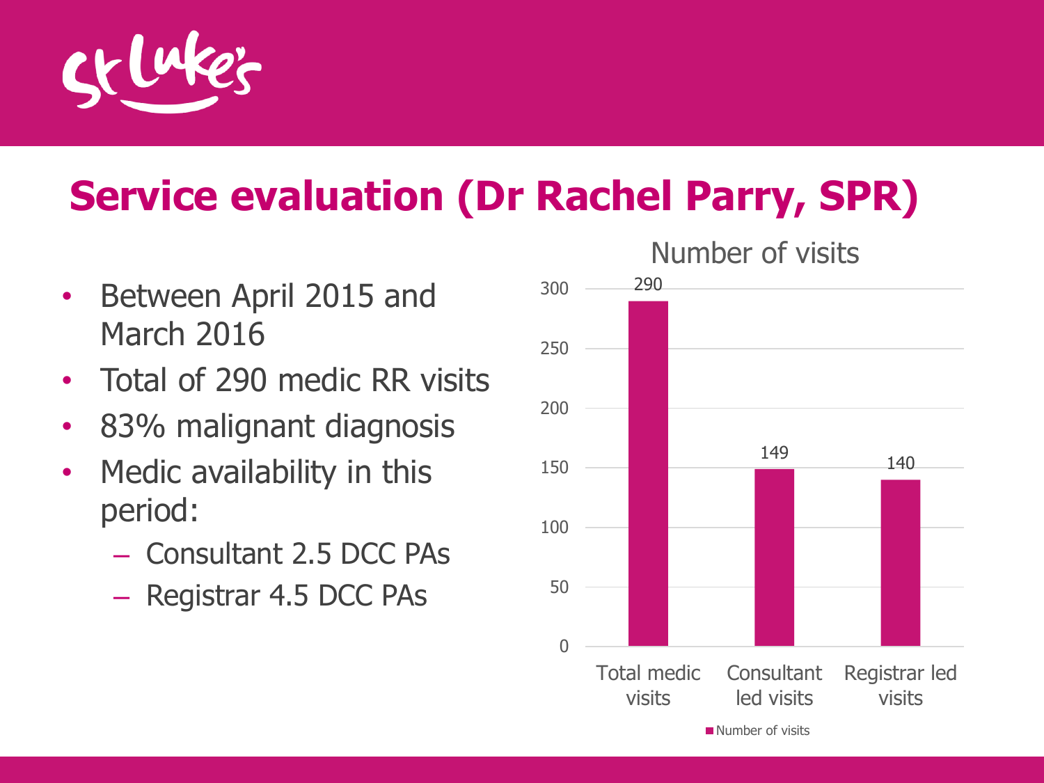# Service evaluation (Dr Rachel Parry, SPR)

- Between April 2015 and March 2016
- Total of 290 medic RR visits
- 83% malignant diagnosis
- Medic availability in this period:
  - Consultant 2.5 DCC PAs
  - Registrar 4.5 DCC PAs

Number of visits

| | Number of visits |
|---|---|
| Total medic visits | 290 |
| Consultant led visits | 149 |
| Registrar led visits | 140 |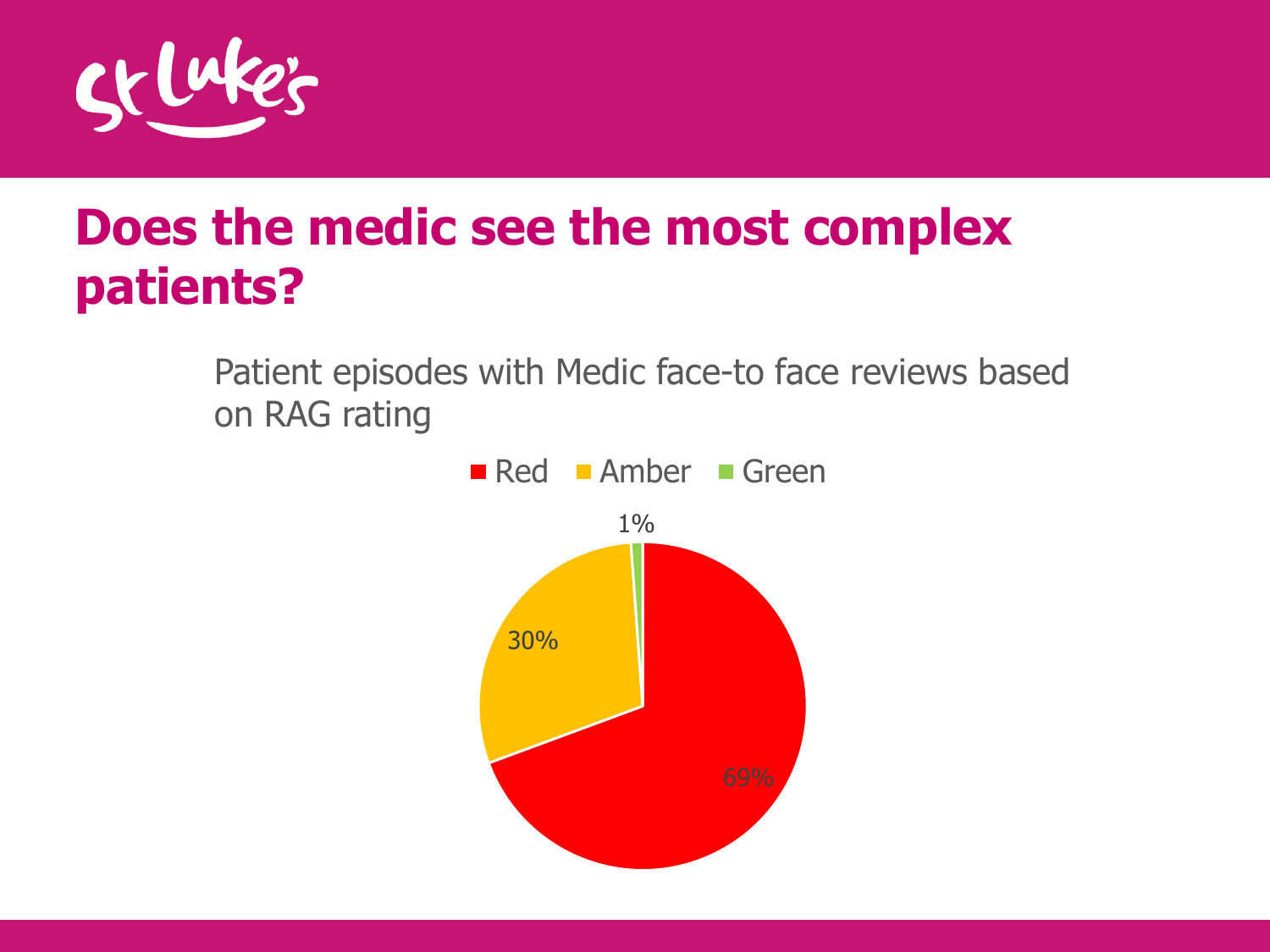# Does the medic see the most complex patients?

Patient episodes with Medic face-to face reviews based on RAG rating

| RAG rating | Percentage |
| --- | --- |
| Red | 69% |
| Amber | 30% |
| Green | 1% |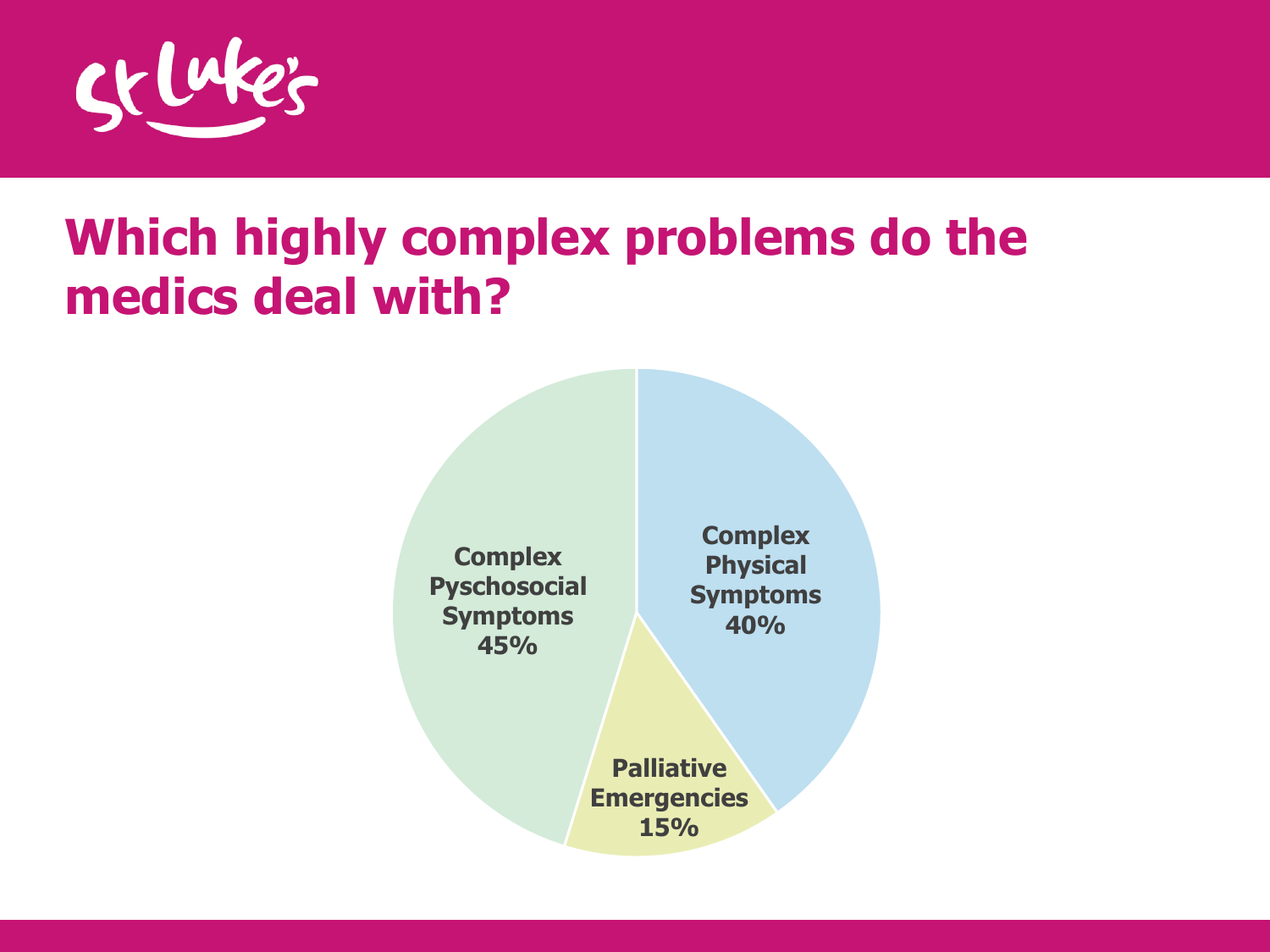# Which highly complex problems do the medics deal with?

- Complex Pyschosocial Symptoms 45%
- Complex Physical Symptoms 40%
- Palliative Emergencies 15%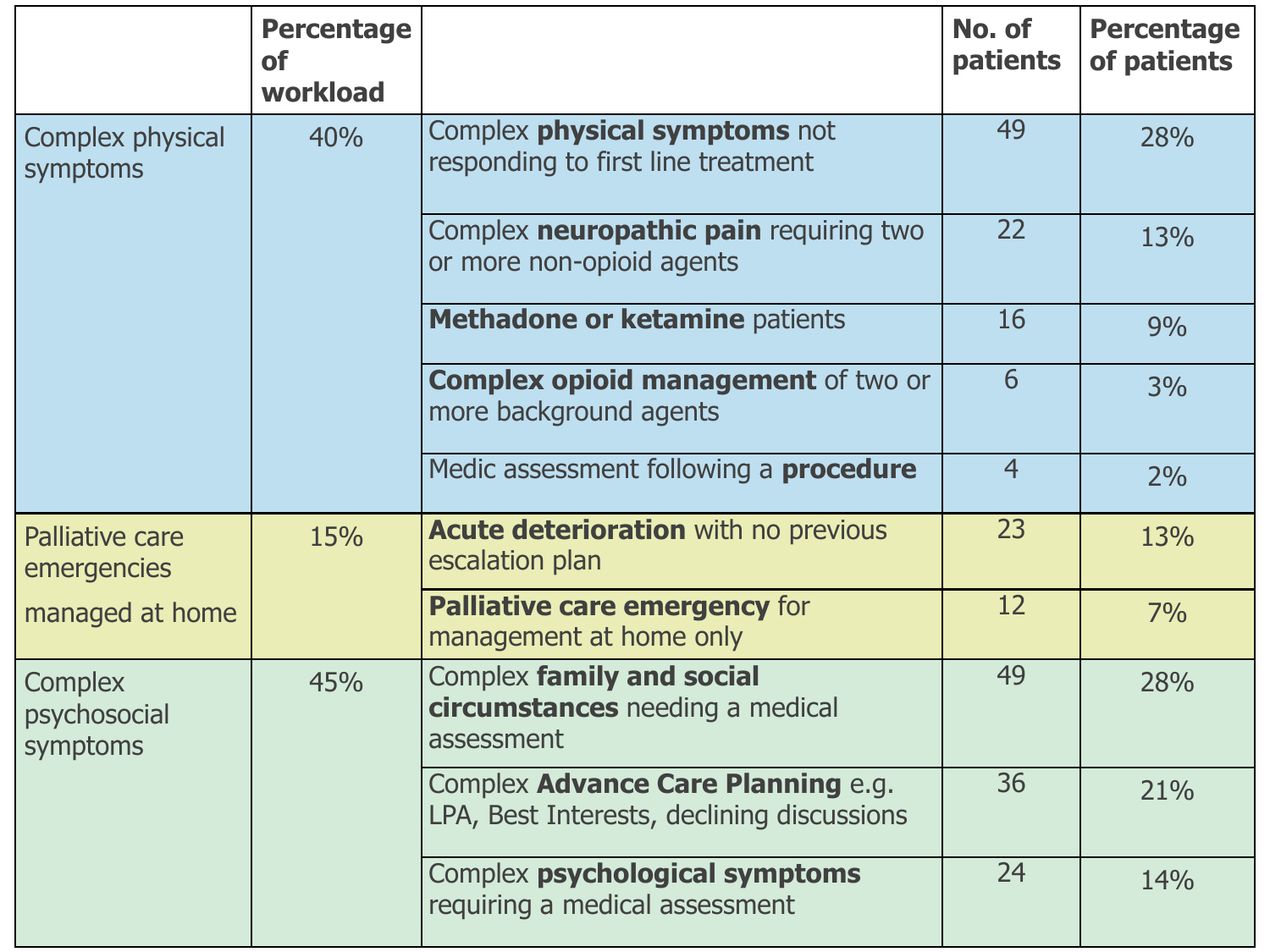| | Percentage of workload | | No. of patients | Percentage of patients |
|---|---|---|---|---|
| Complex physical symptoms | 40% | Complex **physical symptoms** not responding to first line treatment | 49 | 28% |
| | | Complex **neuropathic pain** requiring two or more non-opioid agents | 22 | 13% |
| | | **Methadone or ketamine** patients | 16 | 9% |
| | | **Complex opioid management** of two or more background agents | 6 | 3% |
| | | Medic assessment following a **procedure** | 4 | 2% |
| Palliative care emergencies managed at home | 15% | **Acute deterioration** with no previous escalation plan | 23 | 13% |
| | | **Palliative care emergency** for management at home only | 12 | 7% |
| Complex psychosocial symptoms | 45% | Complex **family and social circumstances** needing a medical assessment | 49 | 28% |
| | | Complex **Advance Care Planning** e.g. LPA, Best Interests, declining discussions | 36 | 21% |
| | | Complex **psychological symptoms** requiring a medical assessment | 24 | 14% |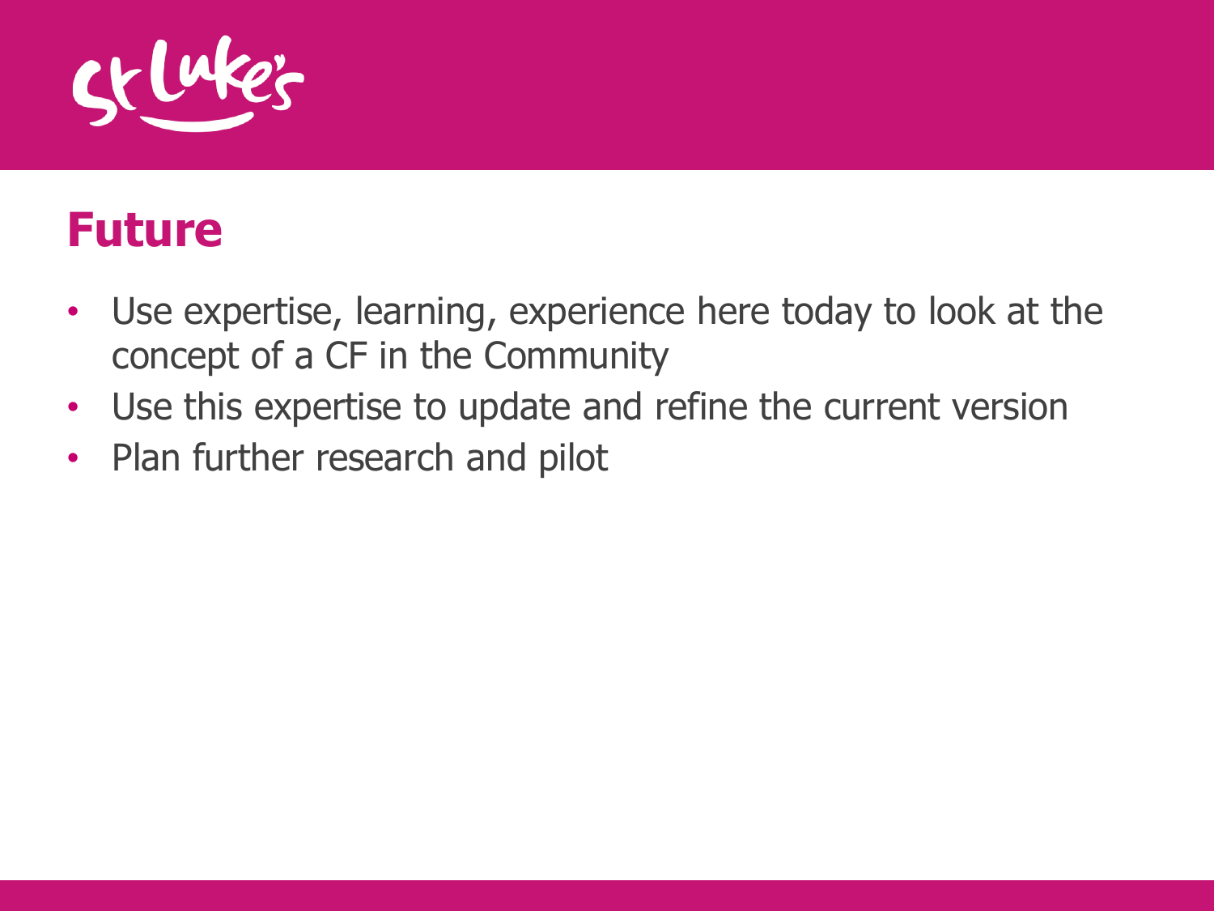## Future

- Use expertise, learning, experience here today to look at the concept of a CF in the Community
- Use this expertise to update and refine the current version
- Plan further research and pilot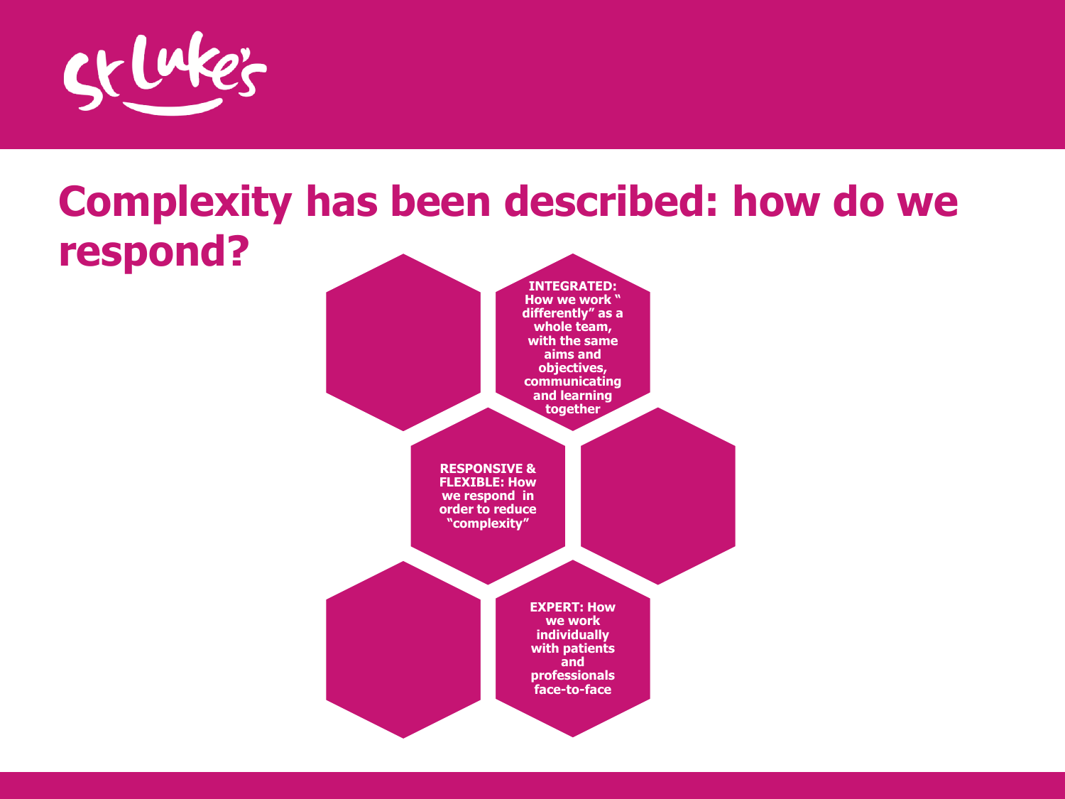# Complexity has been described: how do we respond?

**INTEGRATED: How we work " differently" as a whole team, with the same aims and objectives, communicating and learning together**

**RESPONSIVE & FLEXIBLE: How we respond in order to reduce "complexity"**

**EXPERT: How we work individually with patients and professionals face-to-face**